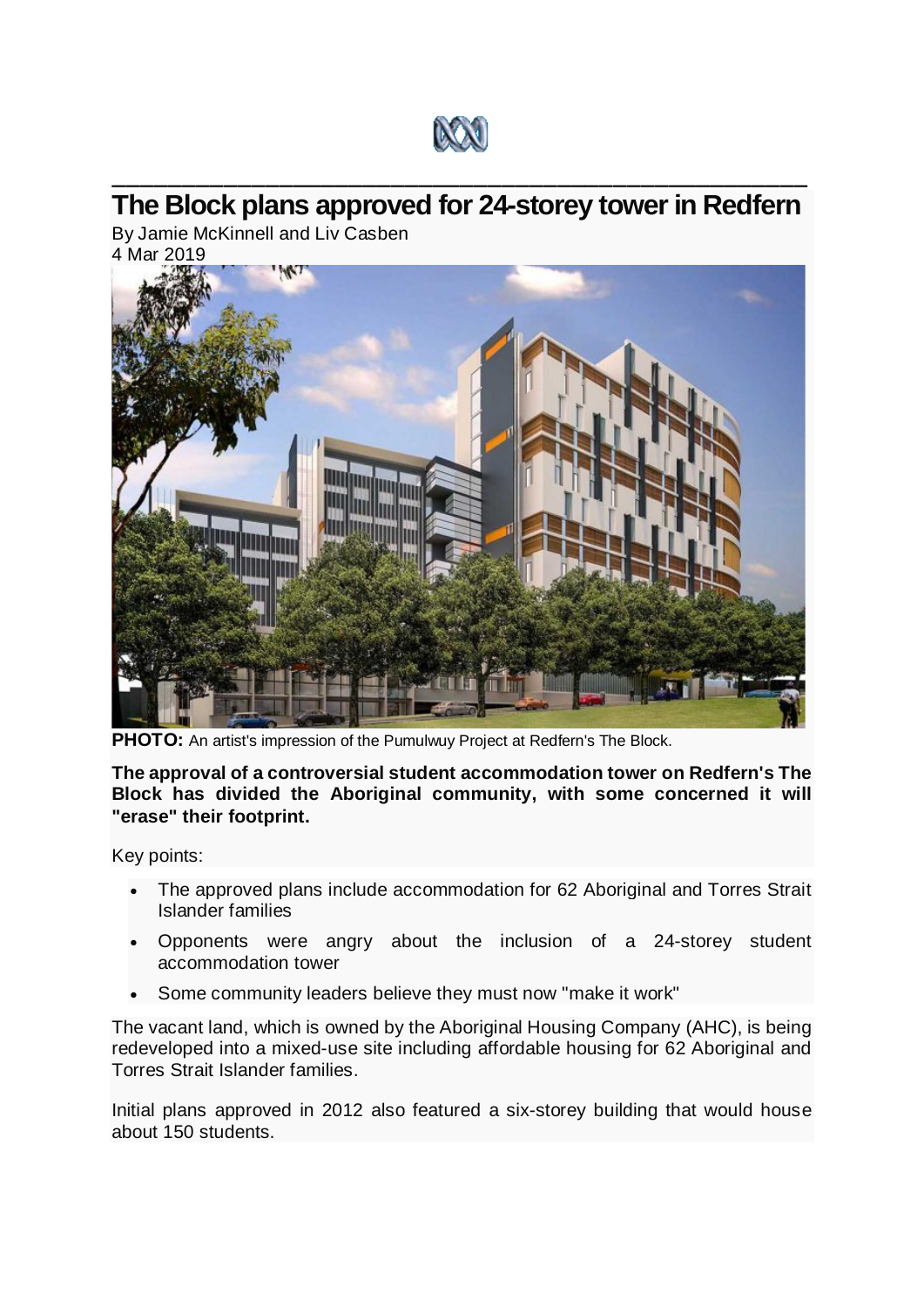# The Block plans approved for 24-storey tower in Redfern

By Jamie McKinnell and Liv Casben
4 Mar 2019

**PHOTO:** An artist's impression of the Pumulwuy Project at Redfern's The Block.

**The approval of a controversial student accommodation tower on Redfern's The Block has divided the Aboriginal community, with some concerned it will "erase" their footprint.**

Key points:

- The approved plans include accommodation for 62 Aboriginal and Torres Strait Islander families
- Opponents were angry about the inclusion of a 24-storey student accommodation tower
- Some community leaders believe they must now "make it work"

The vacant land, which is owned by the Aboriginal Housing Company (AHC), is being redeveloped into a mixed-use site including affordable housing for 62 Aboriginal and Torres Strait Islander families.

Initial plans approved in 2012 also featured a six-storey building that would house about 150 students.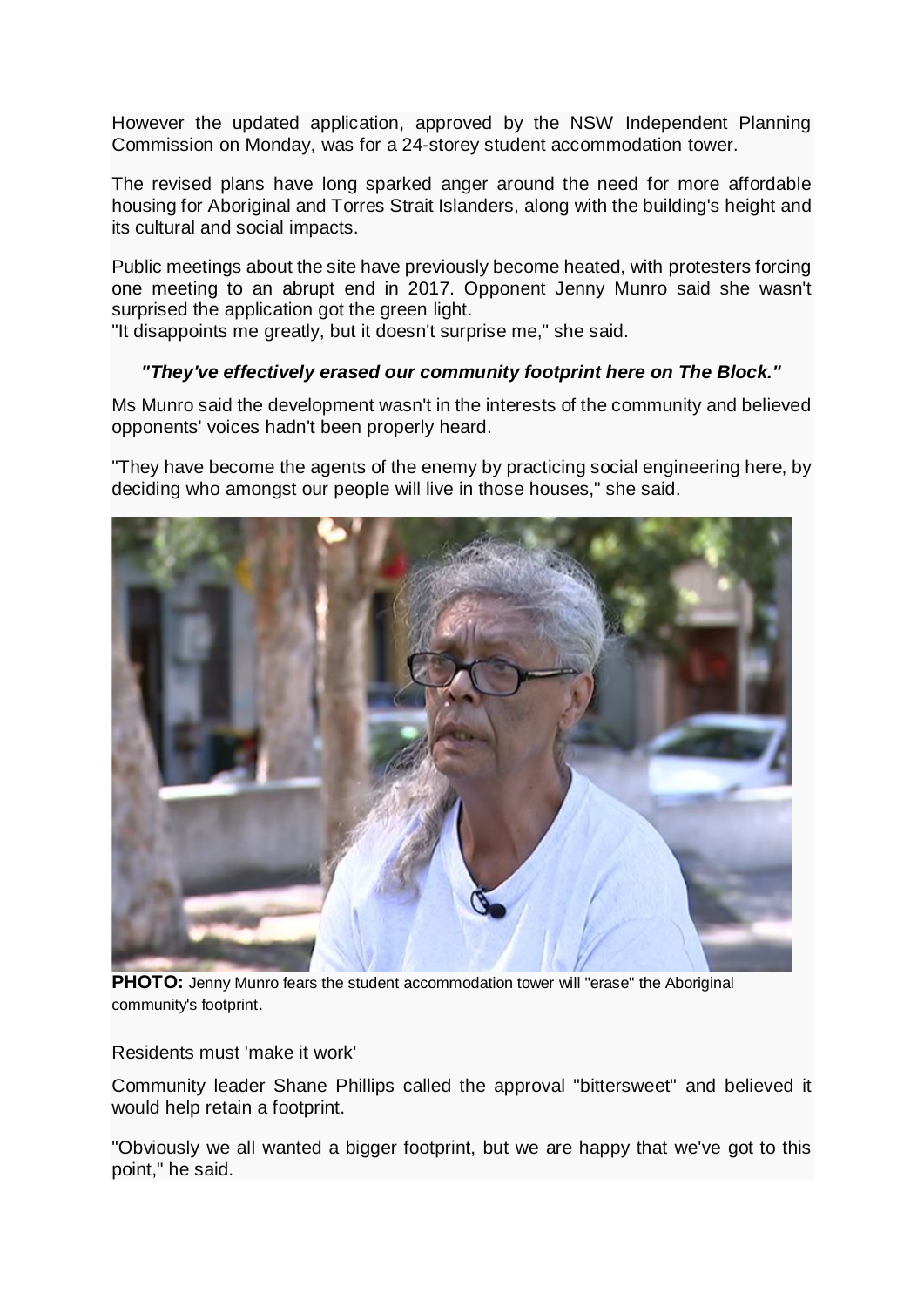However the updated application, approved by the NSW Independent Planning Commission on Monday, was for a 24-storey student accommodation tower.

The revised plans have long sparked anger around the need for more affordable housing for Aboriginal and Torres Strait Islanders, along with the building's height and its cultural and social impacts.

Public meetings about the site have previously become heated, with protesters forcing one meeting to an abrupt end in 2017. Opponent Jenny Munro said she wasn't surprised the application got the green light.
"It disappoints me greatly, but it doesn't surprise me," she said.

***"They've effectively erased our community footprint here on The Block."***

Ms Munro said the development wasn't in the interests of the community and believed opponents' voices hadn't been properly heard.

"They have become the agents of the enemy by practicing social engineering here, by deciding who amongst our people will live in those houses," she said.

**PHOTO:** Jenny Munro fears the student accommodation tower will "erase" the Aboriginal community's footprint.

Residents must 'make it work'

Community leader Shane Phillips called the approval "bittersweet" and believed it would help retain a footprint.

"Obviously we all wanted a bigger footprint, but we are happy that we've got to this point," he said.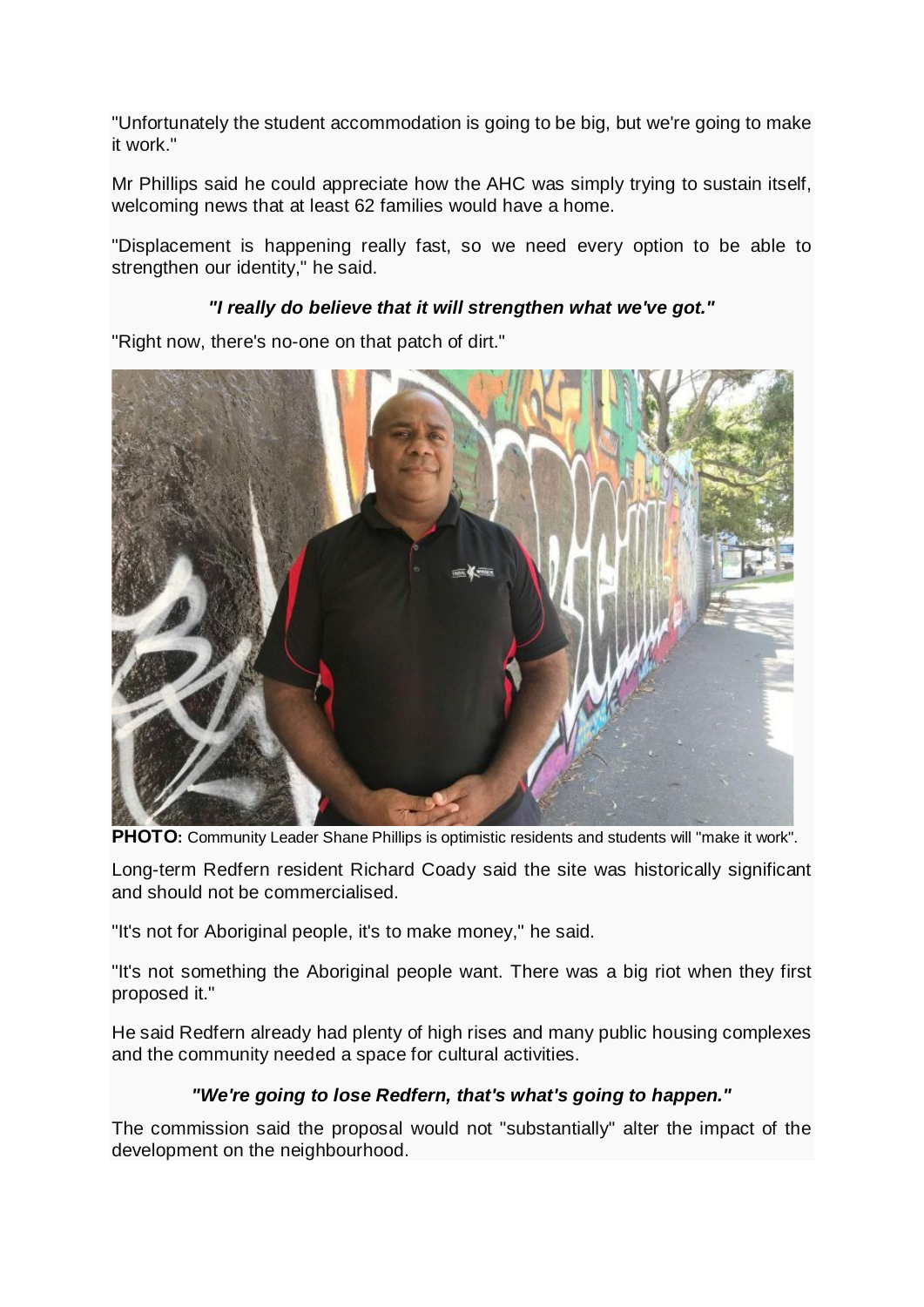"Unfortunately the student accommodation is going to be big, but we're going to make it work."

Mr Phillips said he could appreciate how the AHC was simply trying to sustain itself, welcoming news that at least 62 families would have a home.

"Displacement is happening really fast, so we need every option to be able to strengthen our identity," he said.

***"I really do believe that it will strengthen what we've got."***

"Right now, there's no-one on that patch of dirt."

**PHOTO:** Community Leader Shane Phillips is optimistic residents and students will "make it work".

Long-term Redfern resident Richard Coady said the site was historically significant and should not be commercialised.

"It's not for Aboriginal people, it's to make money," he said.

"It's not something the Aboriginal people want. There was a big riot when they first proposed it."

He said Redfern already had plenty of high rises and many public housing complexes and the community needed a space for cultural activities.

***"We're going to lose Redfern, that's what's going to happen."***

The commission said the proposal would not "substantially" alter the impact of the development on the neighbourhood.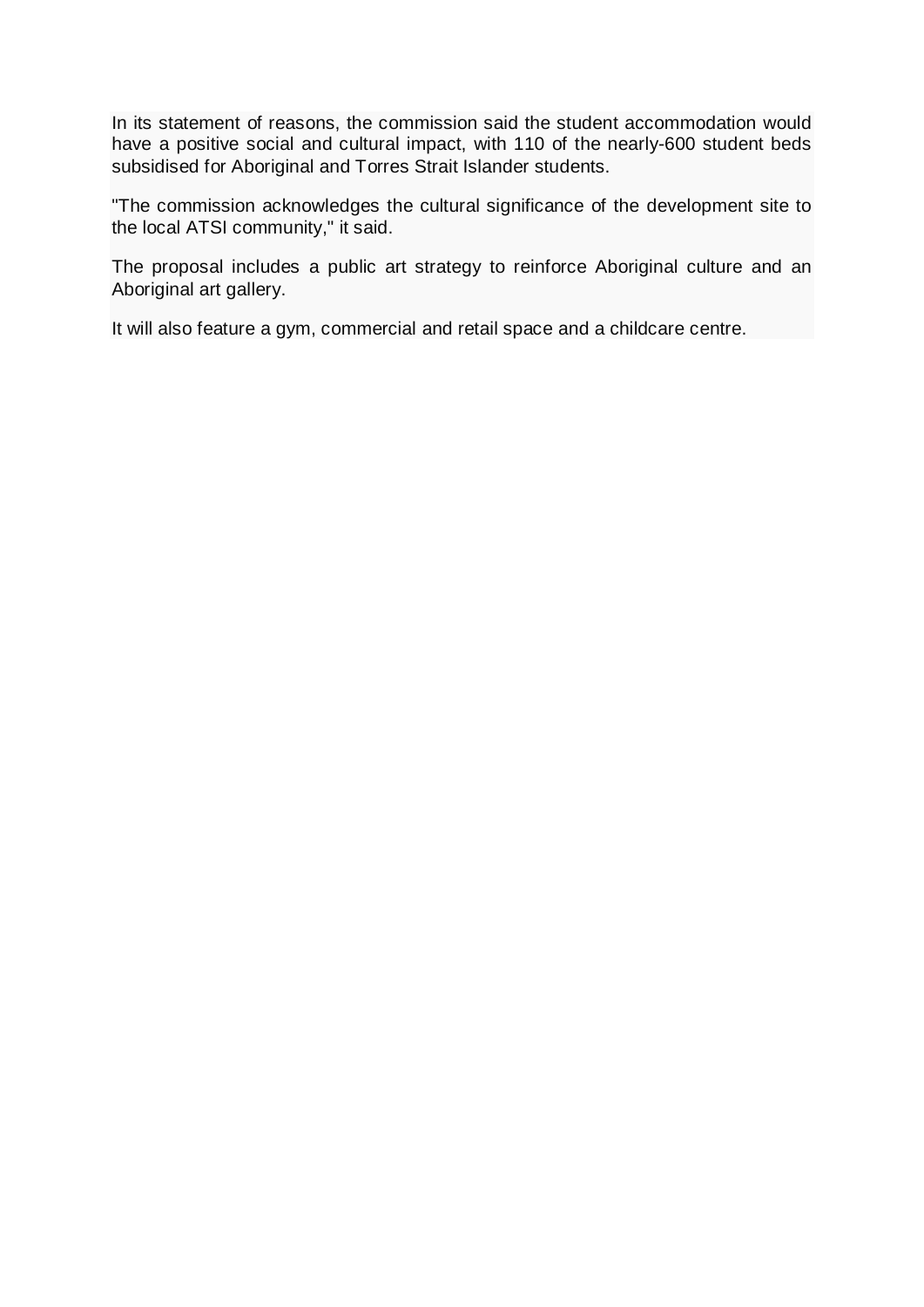In its statement of reasons, the commission said the student accommodation would have a positive social and cultural impact, with 110 of the nearly-600 student beds subsidised for Aboriginal and Torres Strait Islander students.

"The commission acknowledges the cultural significance of the development site to the local ATSI community," it said.

The proposal includes a public art strategy to reinforce Aboriginal culture and an Aboriginal art gallery.

It will also feature a gym, commercial and retail space and a childcare centre.